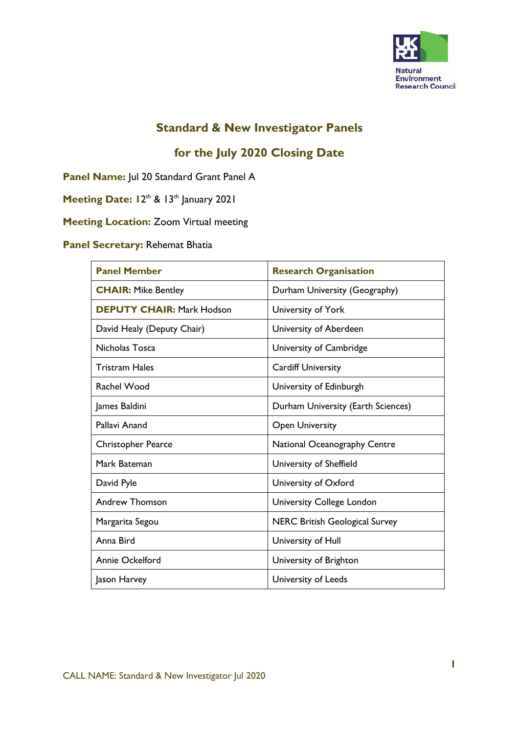# Standard & New Investigator Panels

## for the July 2020 Closing Date

**Panel Name:** Jul 20 Standard Grant Panel A

**Meeting Date:** 12th & 13th January 2021

**Meeting Location:** Zoom Virtual meeting

**Panel Secretary:** Rehemat Bhatia

| Panel Member | Research Organisation |
|---|---|
| **CHAIR:** Mike Bentley | Durham University (Geography) |
| **DEPUTY CHAIR:** Mark Hodson | University of York |
| David Healy (Deputy Chair) | University of Aberdeen |
| Nicholas Tosca | University of Cambridge |
| Tristram Hales | Cardiff University |
| Rachel Wood | University of Edinburgh |
| James Baldini | Durham University (Earth Sciences) |
| Pallavi Anand | Open University |
| Christopher Pearce | National Oceanography Centre |
| Mark Bateman | University of Sheffield |
| David Pyle | University of Oxford |
| Andrew Thomson | University College London |
| Margarita Segou | NERC British Geological Survey |
| Anna Bird | University of Hull |
| Annie Ockelford | University of Brighton |
| Jason Harvey | University of Leeds |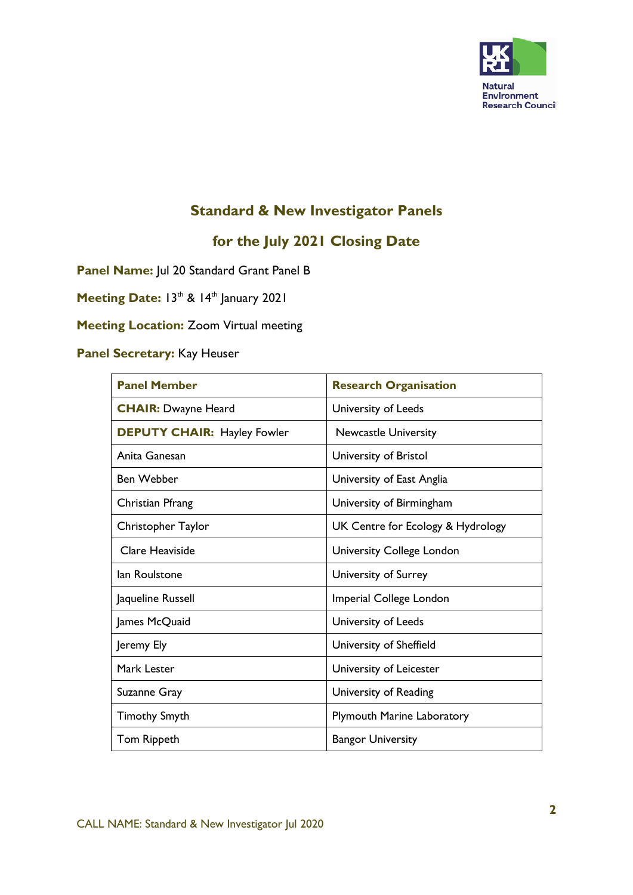## Standard & New Investigator Panels

## for the July 2021 Closing Date

**Panel Name:** Jul 20 Standard Grant Panel B

**Meeting Date:** 13th & 14th January 2021

**Meeting Location:** Zoom Virtual meeting

**Panel Secretary:** Kay Heuser

| Panel Member | Research Organisation |
|---|---|
| **CHAIR:** Dwayne Heard | University of Leeds |
| **DEPUTY CHAIR:** Hayley Fowler | Newcastle University |
| Anita Ganesan | University of Bristol |
| Ben Webber | University of East Anglia |
| Christian Pfrang | University of Birmingham |
| Christopher Taylor | UK Centre for Ecology & Hydrology |
| Clare Heaviside | University College London |
| Ian Roulstone | University of Surrey |
| Jaqueline Russell | Imperial College London |
| James McQuaid | University of Leeds |
| Jeremy Ely | University of Sheffield |
| Mark Lester | University of Leicester |
| Suzanne Gray | University of Reading |
| Timothy Smyth | Plymouth Marine Laboratory |
| Tom Rippeth | Bangor University |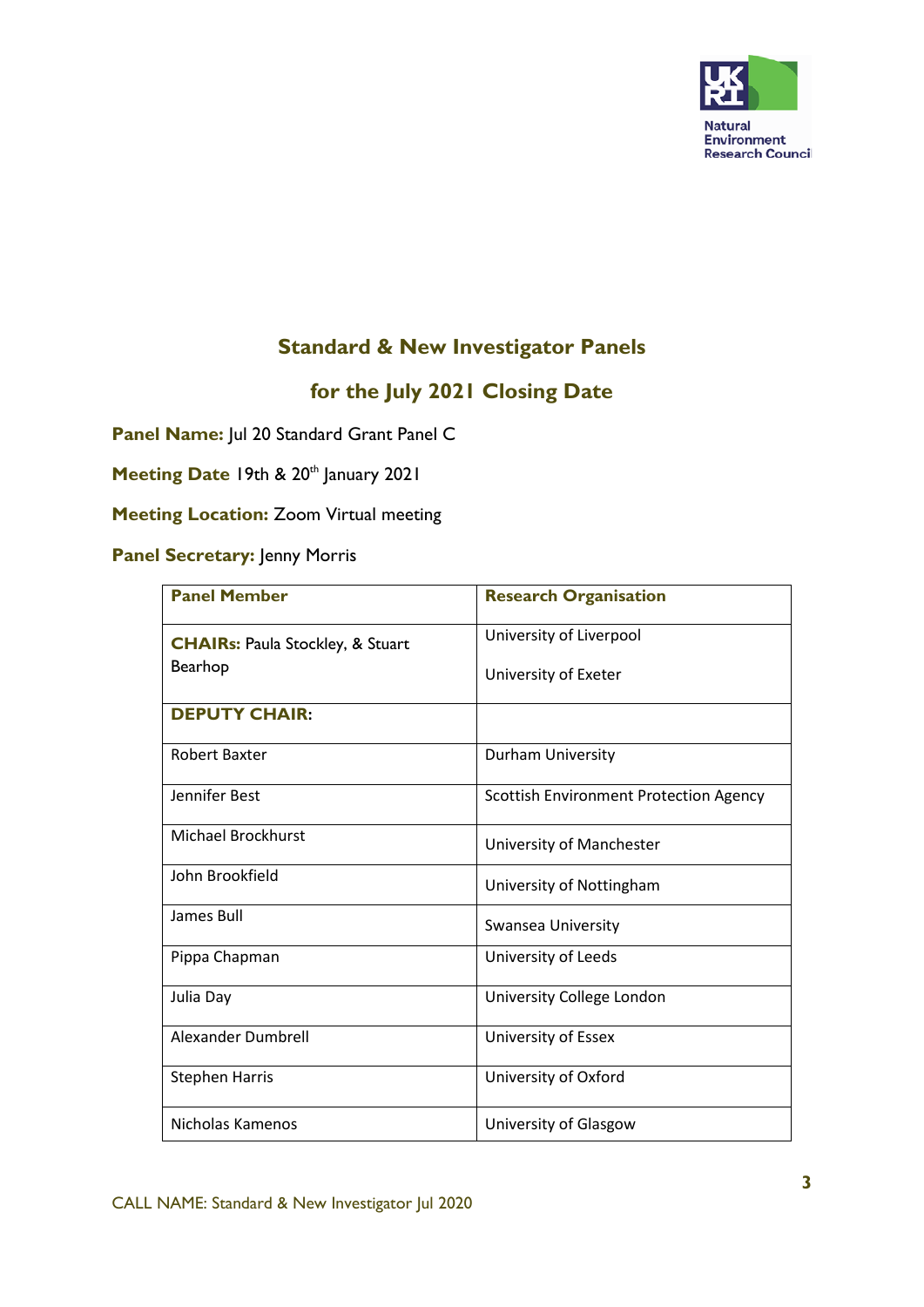## Standard & New Investigator Panels

## for the July 2021 Closing Date

**Panel Name:** Jul 20 Standard Grant Panel C

**Meeting Date** 19th & 20th January 2021

**Meeting Location:** Zoom Virtual meeting

**Panel Secretary:** Jenny Morris

| Panel Member | Research Organisation |
|---|---|
| **CHAIRs:** Paula Stockley, & Stuart Bearhop | University of Liverpool<br>University of Exeter |
| **DEPUTY CHAIR:** | |
| Robert Baxter | Durham University |
| Jennifer Best | Scottish Environment Protection Agency |
| Michael Brockhurst | University of Manchester |
| John Brookfield | University of Nottingham |
| James Bull | Swansea University |
| Pippa Chapman | University of Leeds |
| Julia Day | University College London |
| Alexander Dumbrell | University of Essex |
| Stephen Harris | University of Oxford |
| Nicholas Kamenos | University of Glasgow |

CALL NAME: Standard & New Investigator Jul 2020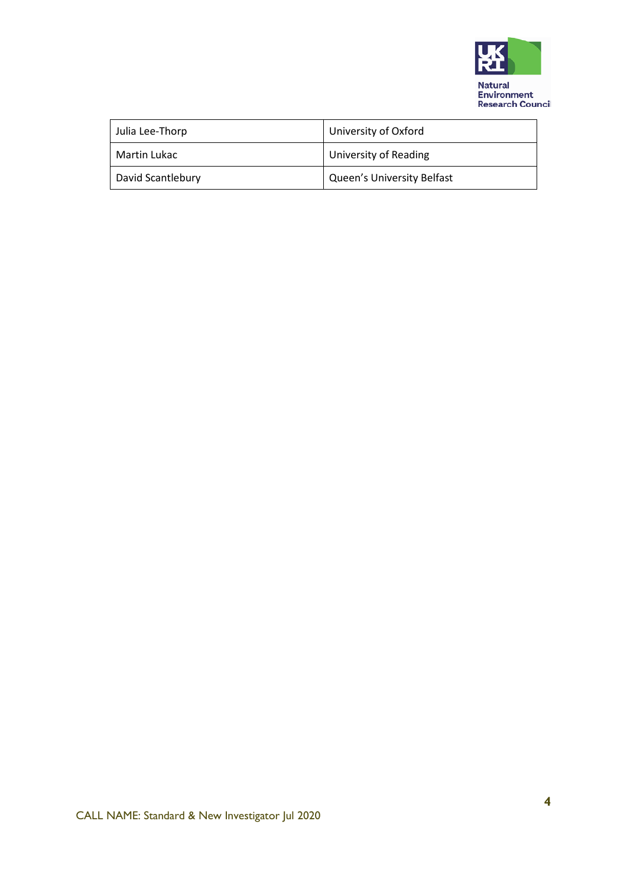| | |
|---|---|
| Julia Lee-Thorp | University of Oxford |
| Martin Lukac | University of Reading |
| David Scantlebury | Queen's University Belfast |